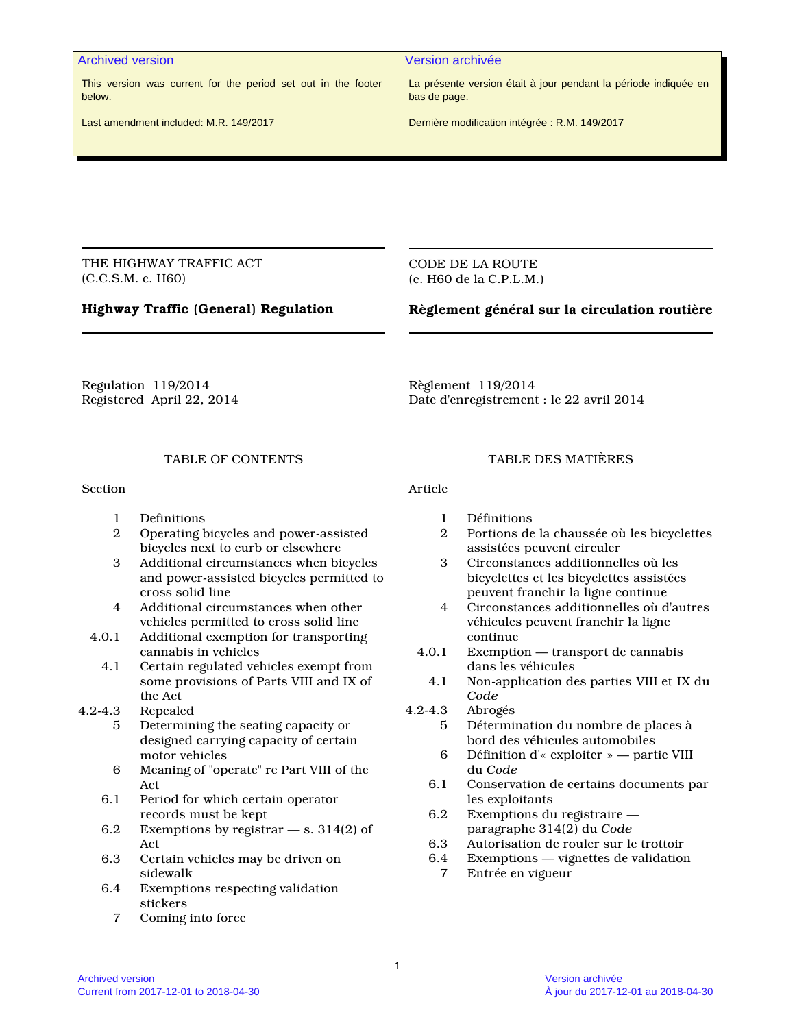**Archived version**

This version was current for the period set out in the footer below.

Last amendment included: M.R. 149/2017

**Version archivée**

La présente version était à jour pendant la période indiquée en bas de page.

Dernière modification intégrée : R.M. 149/2017

THE HIGHWAY TRAFFIC ACT
(C.C.S.M. c. H60)

# Highway Traffic (General) Regulation

Regulation 119/2014
Registered April 22, 2014

## TABLE OF CONTENTS

| Section | |
|---|---|
| 1 | Definitions |
| 2 | Operating bicycles and power-assisted bicycles next to curb or elsewhere |
| 3 | Additional circumstances when bicycles and power-assisted bicycles permitted to cross solid line |
| 4 | Additional circumstances when other vehicles permitted to cross solid line |
| 4.0.1 | Additional exemption for transporting cannabis in vehicles |
| 4.1 | Certain regulated vehicles exempt from some provisions of Parts VIII and IX of the Act |
| 4.2-4.3 | Repealed |
| 5 | Determining the seating capacity or designed carrying capacity of certain motor vehicles |
| 6 | Meaning of "operate" re Part VIII of the Act |
| 6.1 | Period for which certain operator records must be kept |
| 6.2 | Exemptions by registrar — s. 314(2) of Act |
| 6.3 | Certain vehicles may be driven on sidewalk |
| 6.4 | Exemptions respecting validation stickers |
| 7 | Coming into force |

CODE DE LA ROUTE
(c. H60 de la C.P.L.M.)

# Règlement général sur la circulation routière

Règlement 119/2014
Date d'enregistrement : le 22 avril 2014

## TABLE DES MATIÈRES

| Article | |
|---|---|
| 1 | Définitions |
| 2 | Portions de la chaussée où les bicyclettes assistées peuvent circuler |
| 3 | Circonstances additionnelles où les bicyclettes et les bicyclettes assistées peuvent franchir la ligne continue |
| 4 | Circonstances additionnelles où d'autres véhicules peuvent franchir la ligne continue |
| 4.0.1 | Exemption — transport de cannabis dans les véhicules |
| 4.1 | Non-application des parties VIII et IX du *Code* |
| 4.2-4.3 | Abrogés |
| 5 | Détermination du nombre de places à bord des véhicules automobiles |
| 6 | Définition d'« exploiter » — partie VIII du *Code* |
| 6.1 | Conservation de certains documents par les exploitants |
| 6.2 | Exemptions du registraire — paragraphe 314(2) du *Code* |
| 6.3 | Autorisation de rouler sur le trottoir |
| 6.4 | Exemptions — vignettes de validation |
| 7 | Entrée en vigueur |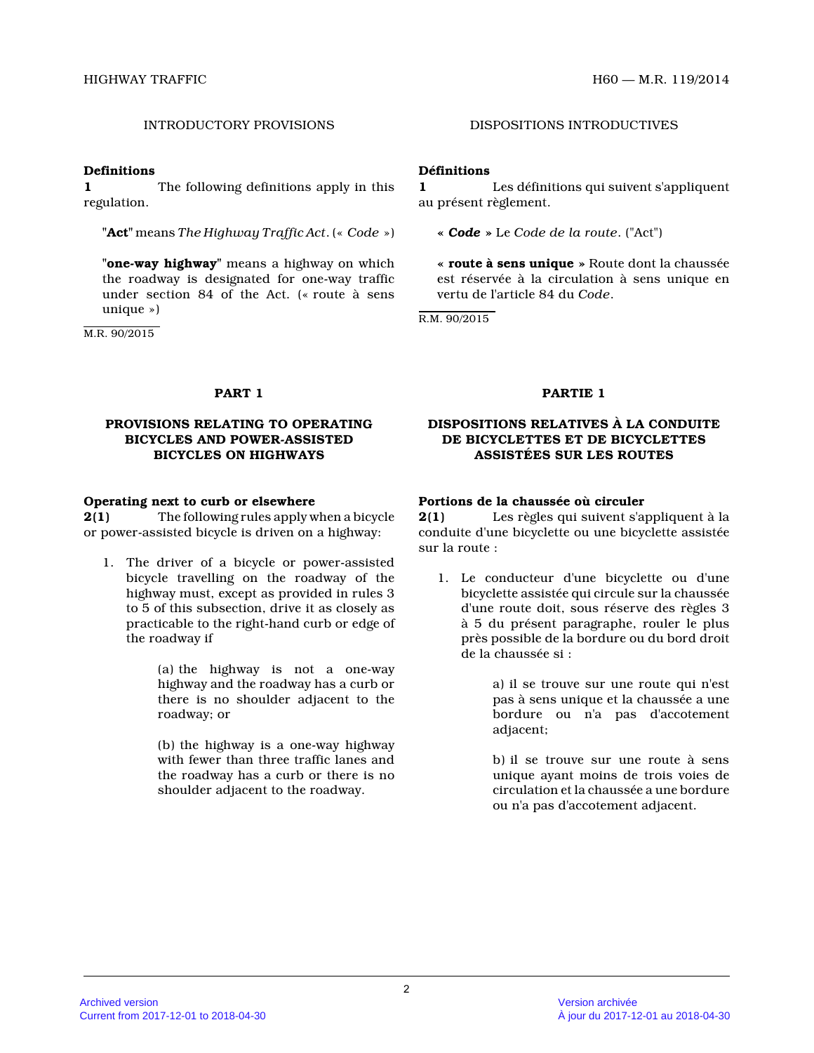## INTRODUCTORY PROVISIONS

**Definitions**

**1** The following definitions apply in this regulation.

"**Act**" means *The Highway Traffic Act*. (« *Code* »)

"**one-way highway**" means a highway on which the roadway is designated for one-way traffic under section 84 of the Act. (« route à sens unique »)

M.R. 90/2015

## PART 1

### PROVISIONS RELATING TO OPERATING BICYCLES AND POWER-ASSISTED BICYCLES ON HIGHWAYS

**Operating next to curb or elsewhere**

**2(1)** The following rules apply when a bicycle or power-assisted bicycle is driven on a highway:

1. The driver of a bicycle or power-assisted bicycle travelling on the roadway of the highway must, except as provided in rules 3 to 5 of this subsection, drive it as closely as practicable to the right-hand curb or edge of the roadway if

   (a) the highway is not a one-way highway and the roadway has a curb or there is no shoulder adjacent to the roadway; or

   (b) the highway is a one-way highway with fewer than three traffic lanes and the roadway has a curb or there is no shoulder adjacent to the roadway.

## DISPOSITIONS INTRODUCTIVES

**Définitions**

**1** Les définitions qui suivent s'appliquent au présent règlement.

« ***Code*** » Le *Code de la route*. ("Act")

« **route à sens unique** » Route dont la chaussée est réservée à la circulation à sens unique en vertu de l'article 84 du *Code*.

R.M. 90/2015

## PARTIE 1

### DISPOSITIONS RELATIVES À LA CONDUITE DE BICYCLETTES ET DE BICYCLETTES ASSISTÉES SUR LES ROUTES

**Portions de la chaussée où circuler**

**2(1)** Les règles qui suivent s'appliquent à la conduite d'une bicyclette ou une bicyclette assistée sur la route :

1. Le conducteur d'une bicyclette ou d'une bicyclette assistée qui circule sur la chaussée d'une route doit, sous réserve des règles 3 à 5 du présent paragraphe, rouler le plus près possible de la bordure ou du bord droit de la chaussée si :

   a) il se trouve sur une route qui n'est pas à sens unique et la chaussée a une bordure ou n'a pas d'accotement adjacent;

   b) il se trouve sur une route à sens unique ayant moins de trois voies de circulation et la chaussée a une bordure ou n'a pas d'accotement adjacent.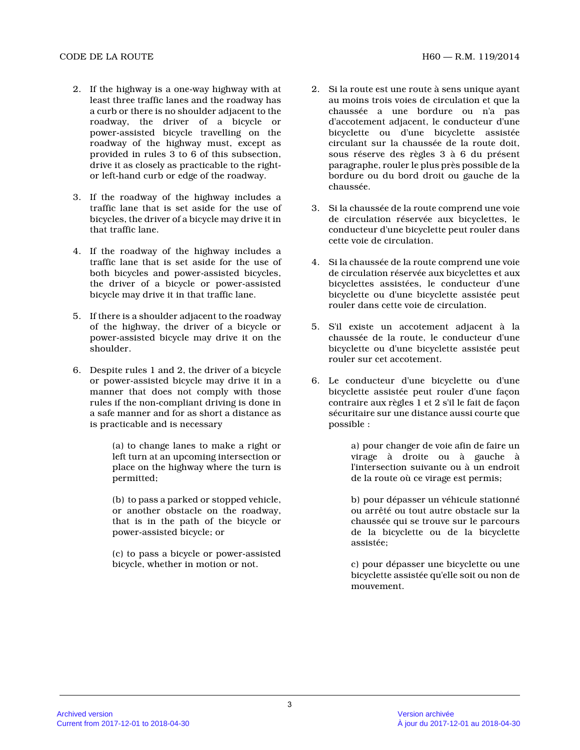2. If the highway is a one-way highway with at least three traffic lanes and the roadway has a curb or there is no shoulder adjacent to the roadway, the driver of a bicycle or power-assisted bicycle travelling on the roadway of the highway must, except as provided in rules 3 to 6 of this subsection, drive it as closely as practicable to the right- or left-hand curb or edge of the roadway.

3. If the roadway of the highway includes a traffic lane that is set aside for the use of bicycles, the driver of a bicycle may drive it in that traffic lane.

4. If the roadway of the highway includes a traffic lane that is set aside for the use of both bicycles and power-assisted bicycles, the driver of a bicycle or power-assisted bicycle may drive it in that traffic lane.

5. If there is a shoulder adjacent to the roadway of the highway, the driver of a bicycle or power-assisted bicycle may drive it on the shoulder.

6. Despite rules 1 and 2, the driver of a bicycle or power-assisted bicycle may drive it in a manner that does not comply with those rules if the non-compliant driving is done in a safe manner and for as short a distance as is practicable and is necessary

   (a) to change lanes to make a right or left turn at an upcoming intersection or place on the highway where the turn is permitted;

   (b) to pass a parked or stopped vehicle, or another obstacle on the roadway, that is in the path of the bicycle or power-assisted bicycle; or

   (c) to pass a bicycle or power-assisted bicycle, whether in motion or not.

2. Si la route est une route à sens unique ayant au moins trois voies de circulation et que la chaussée a une bordure ou n'a pas d'accotement adjacent, le conducteur d'une bicyclette ou d'une bicyclette assistée circulant sur la chaussée de la route doit, sous réserve des règles 3 à 6 du présent paragraphe, rouler le plus près possible de la bordure ou du bord droit ou gauche de la chaussée.

3. Si la chaussée de la route comprend une voie de circulation réservée aux bicyclettes, le conducteur d'une bicyclette peut rouler dans cette voie de circulation.

4. Si la chaussée de la route comprend une voie de circulation réservée aux bicyclettes et aux bicyclettes assistées, le conducteur d'une bicyclette ou d'une bicyclette assistée peut rouler dans cette voie de circulation.

5. S'il existe un accotement adjacent à la chaussée de la route, le conducteur d'une bicyclette ou d'une bicyclette assistée peut rouler sur cet accotement.

6. Le conducteur d'une bicyclette ou d'une bicyclette assistée peut rouler d'une façon contraire aux règles 1 et 2 s'il le fait de façon sécuritaire sur une distance aussi courte que possible :

   a) pour changer de voie afin de faire un virage à droite ou à gauche à l'intersection suivante ou à un endroit de la route où ce virage est permis;

   b) pour dépasser un véhicule stationné ou arrêté ou tout autre obstacle sur la chaussée qui se trouve sur le parcours de la bicyclette ou de la bicyclette assistée;

   c) pour dépasser une bicyclette ou une bicyclette assistée qu'elle soit ou non de mouvement.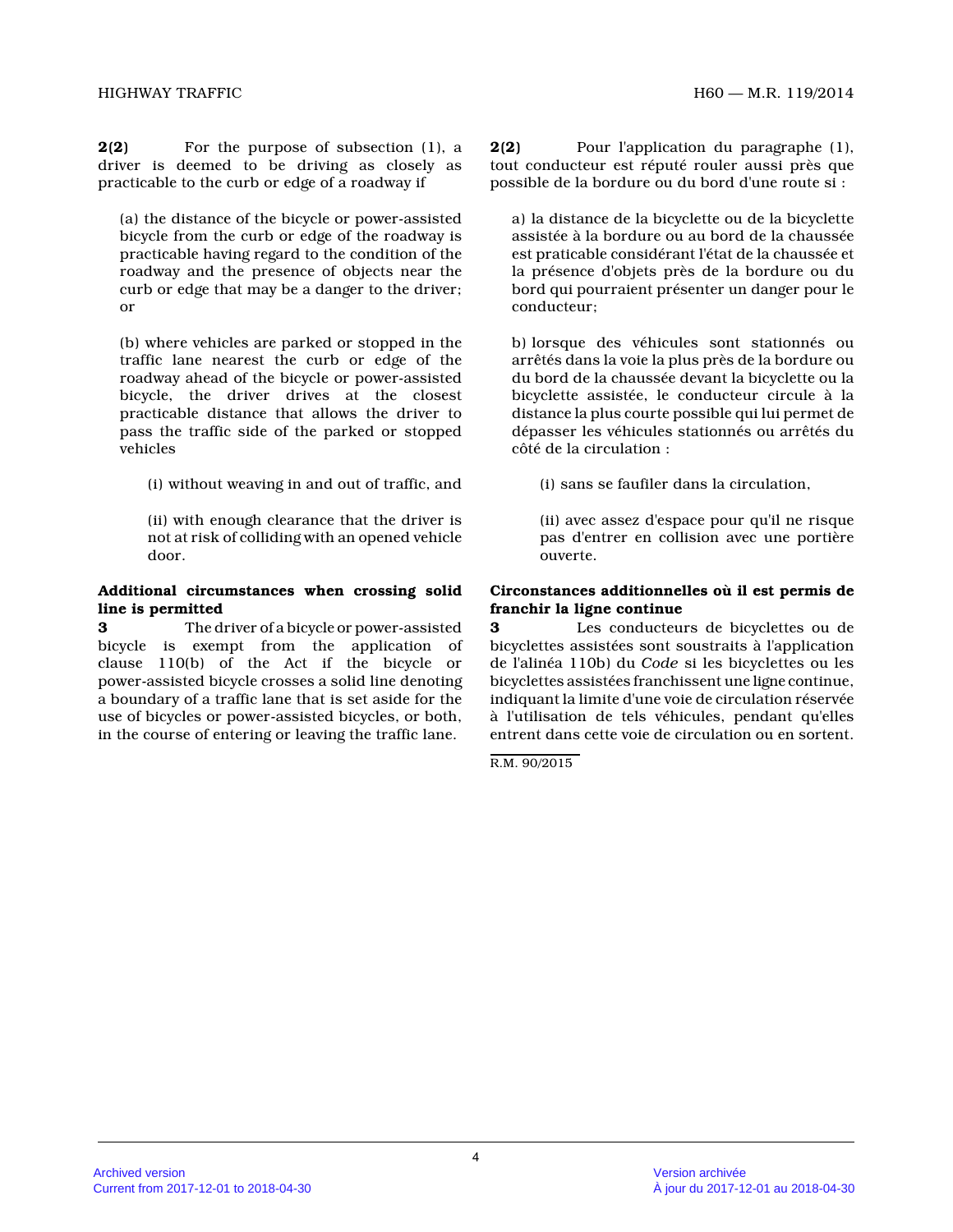**2(2)** For the purpose of subsection (1), a driver is deemed to be driving as closely as practicable to the curb or edge of a roadway if

(a) the distance of the bicycle or power-assisted bicycle from the curb or edge of the roadway is practicable having regard to the condition of the roadway and the presence of objects near the curb or edge that may be a danger to the driver; or

(b) where vehicles are parked or stopped in the traffic lane nearest the curb or edge of the roadway ahead of the bicycle or power-assisted bicycle, the driver drives at the closest practicable distance that allows the driver to pass the traffic side of the parked or stopped vehicles

(i) without weaving in and out of traffic, and

(ii) with enough clearance that the driver is not at risk of colliding with an opened vehicle door.

**Additional circumstances when crossing solid line is permitted**

**3** The driver of a bicycle or power-assisted bicycle is exempt from the application of clause 110(b) of the Act if the bicycle or power-assisted bicycle crosses a solid line denoting a boundary of a traffic lane that is set aside for the use of bicycles or power-assisted bicycles, or both, in the course of entering or leaving the traffic lane.

**2(2)** Pour l'application du paragraphe (1), tout conducteur est réputé rouler aussi près que possible de la bordure ou du bord d'une route si :

a) la distance de la bicyclette ou de la bicyclette assistée à la bordure ou au bord de la chaussée est praticable considérant l'état de la chaussée et la présence d'objets près de la bordure ou du bord qui pourraient présenter un danger pour le conducteur;

b) lorsque des véhicules sont stationnés ou arrêtés dans la voie la plus près de la bordure ou du bord de la chaussée devant la bicyclette ou la bicyclette assistée, le conducteur circule à la distance la plus courte possible qui lui permet de dépasser les véhicules stationnés ou arrêtés du côté de la circulation :

(i) sans se faufiler dans la circulation,

(ii) avec assez d'espace pour qu'il ne risque pas d'entrer en collision avec une portière ouverte.

**Circonstances additionnelles où il est permis de franchir la ligne continue**

**3** Les conducteurs de bicyclettes ou de bicyclettes assistées sont soustraits à l'application de l'alinéa 110b) du *Code* si les bicyclettes ou les bicyclettes assistées franchissent une ligne continue, indiquant la limite d'une voie de circulation réservée à l'utilisation de tels véhicules, pendant qu'elles entrent dans cette voie de circulation ou en sortent.

R.M. 90/2015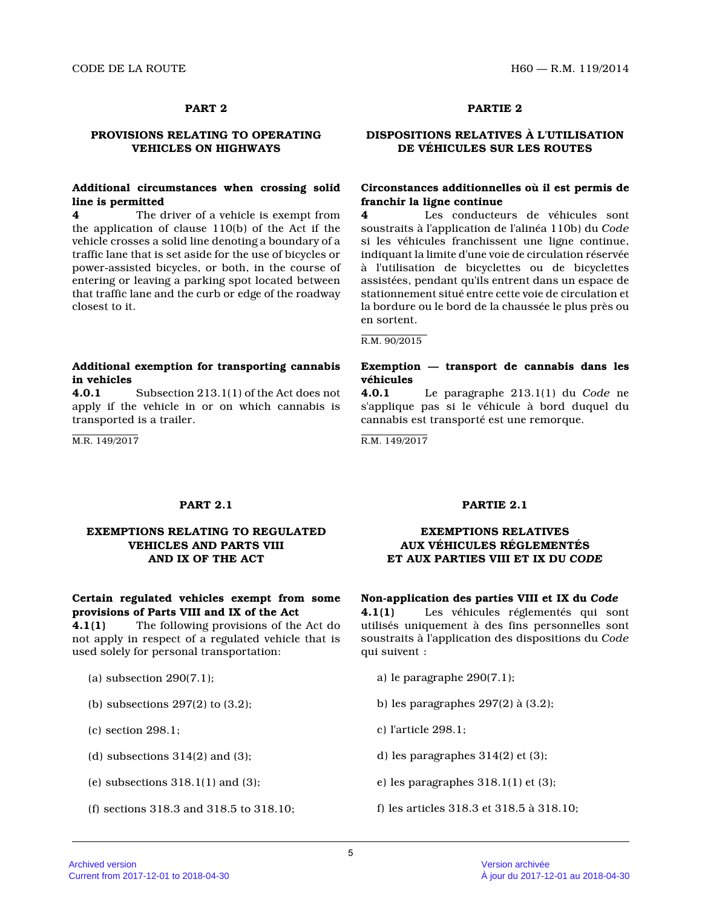## PART 2

## PROVISIONS RELATING TO OPERATING VEHICLES ON HIGHWAYS

**Additional circumstances when crossing solid line is permitted**

**4** The driver of a vehicle is exempt from the application of clause 110(b) of the Act if the vehicle crosses a solid line denoting a boundary of a traffic lane that is set aside for the use of bicycles or power-assisted bicycles, or both, in the course of entering or leaving a parking spot located between that traffic lane and the curb or edge of the roadway closest to it.

**Additional exemption for transporting cannabis in vehicles**

**4.0.1** Subsection 213.1(1) of the Act does not apply if the vehicle in or on which cannabis is transported is a trailer.

M.R. 149/2017

## PART 2.1

## EXEMPTIONS RELATING TO REGULATED VEHICLES AND PARTS VIII AND IX OF THE ACT

**Certain regulated vehicles exempt from some provisions of Parts VIII and IX of the Act**

**4.1(1)** The following provisions of the Act do not apply in respect of a regulated vehicle that is used solely for personal transportation:

(a) subsection 290(7.1);

(b) subsections 297(2) to (3.2);

(c) section 298.1;

(d) subsections 314(2) and (3);

(e) subsections 318.1(1) and (3);

(f) sections 318.3 and 318.5 to 318.10;

## PARTIE 2

## DISPOSITIONS RELATIVES À L'UTILISATION DE VÉHICULES SUR LES ROUTES

**Circonstances additionnelles où il est permis de franchir la ligne continue**

**4** Les conducteurs de véhicules sont soustraits à l'application de l'alinéa 110b) du *Code* si les véhicules franchissent une ligne continue, indiquant la limite d'une voie de circulation réservée à l'utilisation de bicyclettes ou de bicyclettes assistées, pendant qu'ils entrent dans un espace de stationnement situé entre cette voie de circulation et la bordure ou le bord de la chaussée le plus près ou en sortent.

R.M. 90/2015

**Exemption — transport de cannabis dans les véhicules**

**4.0.1** Le paragraphe 213.1(1) du *Code* ne s'applique pas si le véhicule à bord duquel du cannabis est transporté est une remorque.

R.M. 149/2017

## PARTIE 2.1

## EXEMPTIONS RELATIVES AUX VÉHICULES RÉGLEMENTÉS ET AUX PARTIES VIII ET IX DU *CODE*

**Non-application des parties VIII et IX du *Code***

**4.1(1)** Les véhicules réglementés qui sont utilisés uniquement à des fins personnelles sont soustraits à l'application des dispositions du *Code* qui suivent :

a) le paragraphe 290(7.1);

b) les paragraphes 297(2) à (3.2);

c) l'article 298.1;

d) les paragraphes 314(2) et (3);

e) les paragraphes 318.1(1) et (3);

f) les articles 318.3 et 318.5 à 318.10;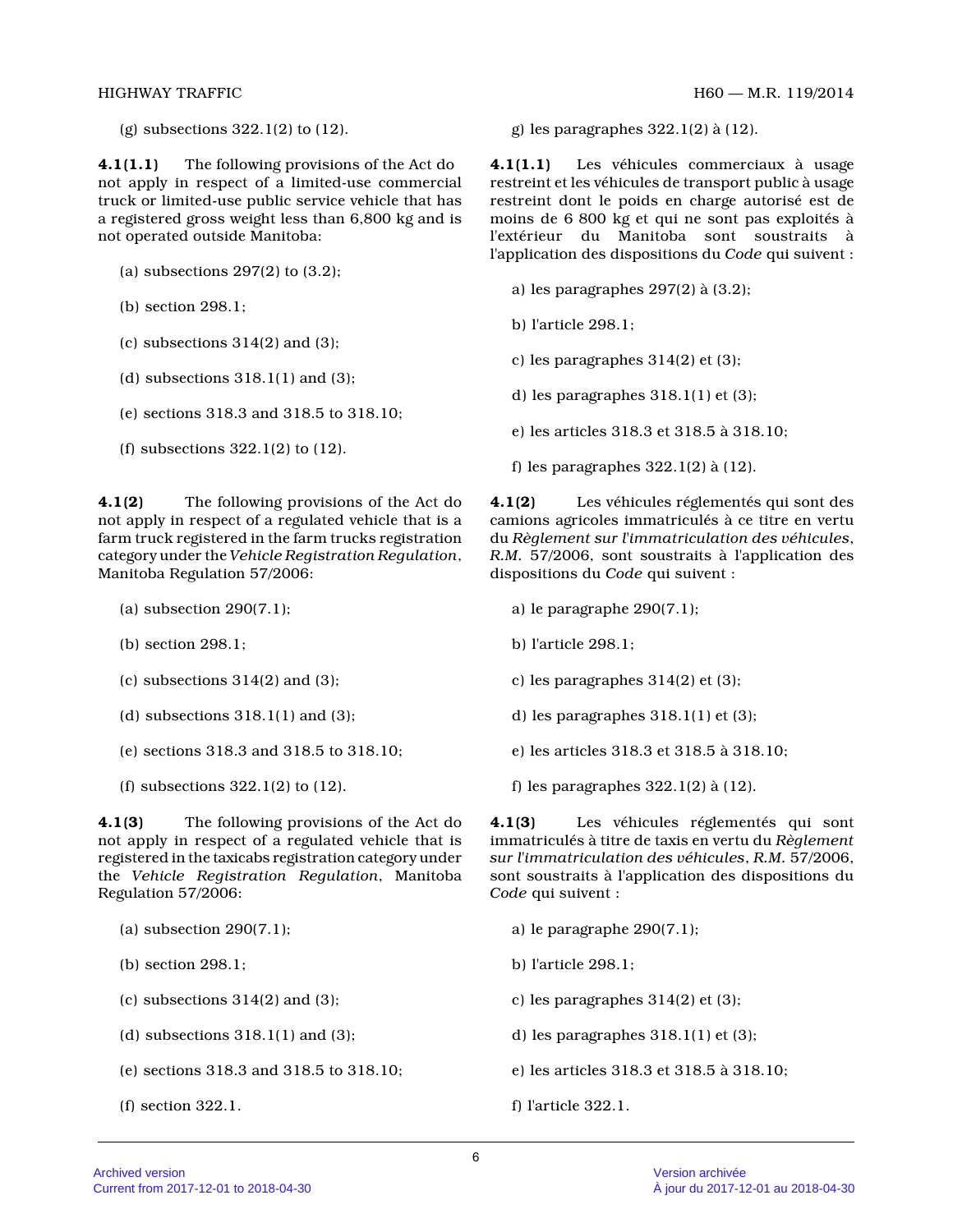(g) subsections 322.1(2) to (12).

**4.1(1.1)** The following provisions of the Act do not apply in respect of a limited-use commercial truck or limited-use public service vehicle that has a registered gross weight less than 6,800 kg and is not operated outside Manitoba:

(a) subsections 297(2) to (3.2);

(b) section 298.1;

(c) subsections 314(2) and (3);

(d) subsections 318.1(1) and (3);

(e) sections 318.3 and 318.5 to 318.10;

(f) subsections 322.1(2) to (12).

**4.1(2)** The following provisions of the Act do not apply in respect of a regulated vehicle that is a farm truck registered in the farm trucks registration category under the *Vehicle Registration Regulation*, Manitoba Regulation 57/2006:

(a) subsection 290(7.1);

(b) section 298.1;

(c) subsections 314(2) and (3);

(d) subsections 318.1(1) and (3);

(e) sections 318.3 and 318.5 to 318.10;

(f) subsections 322.1(2) to (12).

**4.1(3)** The following provisions of the Act do not apply in respect of a regulated vehicle that is registered in the taxicabs registration category under the *Vehicle Registration Regulation*, Manitoba Regulation 57/2006:

(a) subsection 290(7.1);

(b) section 298.1;

(c) subsections 314(2) and (3);

(d) subsections 318.1(1) and (3);

(e) sections 318.3 and 318.5 to 318.10;

(f) section 322.1.

g) les paragraphes 322.1(2) à (12).

**4.1(1.1)** Les véhicules commerciaux à usage restreint et les véhicules de transport public à usage restreint dont le poids en charge autorisé est de moins de 6 800 kg et qui ne sont pas exploités à l'extérieur du Manitoba sont soustraits à l'application des dispositions du *Code* qui suivent :

a) les paragraphes 297(2) à (3.2);

b) l'article 298.1;

c) les paragraphes 314(2) et (3);

d) les paragraphes 318.1(1) et (3);

e) les articles 318.3 et 318.5 à 318.10;

f) les paragraphes 322.1(2) à (12).

**4.1(2)** Les véhicules réglementés qui sont des camions agricoles immatriculés à ce titre en vertu du *Règlement sur l'immatriculation des véhicules*, *R.M.* 57/2006, sont soustraits à l'application des dispositions du *Code* qui suivent :

a) le paragraphe 290(7.1);

b) l'article 298.1;

c) les paragraphes 314(2) et (3);

d) les paragraphes 318.1(1) et (3);

e) les articles 318.3 et 318.5 à 318.10;

f) les paragraphes 322.1(2) à (12).

**4.1(3)** Les véhicules réglementés qui sont immatriculés à titre de taxis en vertu du *Règlement sur l'immatriculation des véhicules*, *R.M.* 57/2006, sont soustraits à l'application des dispositions du *Code* qui suivent :

a) le paragraphe 290(7.1);

b) l'article 298.1;

c) les paragraphes 314(2) et (3);

d) les paragraphes 318.1(1) et (3);

e) les articles 318.3 et 318.5 à 318.10;

f) l'article 322.1.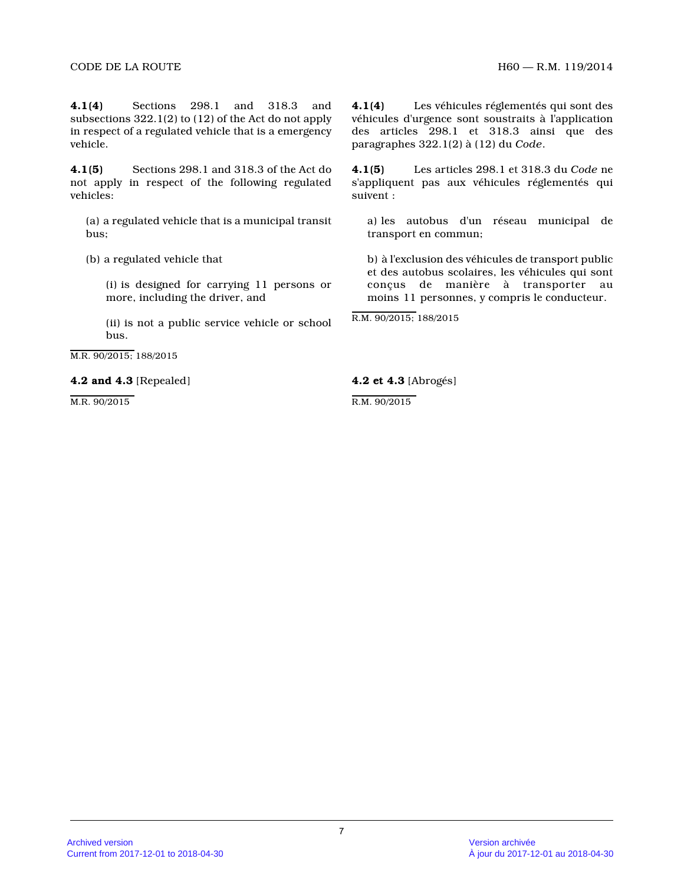**4.1(4)** Sections 298.1 and 318.3 and subsections 322.1(2) to (12) of the Act do not apply in respect of a regulated vehicle that is a emergency vehicle.

**4.1(5)** Sections 298.1 and 318.3 of the Act do not apply in respect of the following regulated vehicles:

(a) a regulated vehicle that is a municipal transit bus;

(b) a regulated vehicle that

(i) is designed for carrying 11 persons or more, including the driver, and

(ii) is not a public service vehicle or school bus.

M.R. 90/2015; 188/2015

**4.2 and 4.3** [Repealed]

M.R. 90/2015

**4.1(4)** Les véhicules réglementés qui sont des véhicules d'urgence sont soustraits à l'application des articles 298.1 et 318.3 ainsi que des paragraphes 322.1(2) à (12) du *Code*.

**4.1(5)** Les articles 298.1 et 318.3 du *Code* ne s'appliquent pas aux véhicules réglementés qui suivent :

a) les autobus d'un réseau municipal de transport en commun;

b) à l'exclusion des véhicules de transport public et des autobus scolaires, les véhicules qui sont conçus de manière à transporter au moins 11 personnes, y compris le conducteur.

R.M. 90/2015; 188/2015

**4.2 et 4.3** [Abrogés]

R.M. 90/2015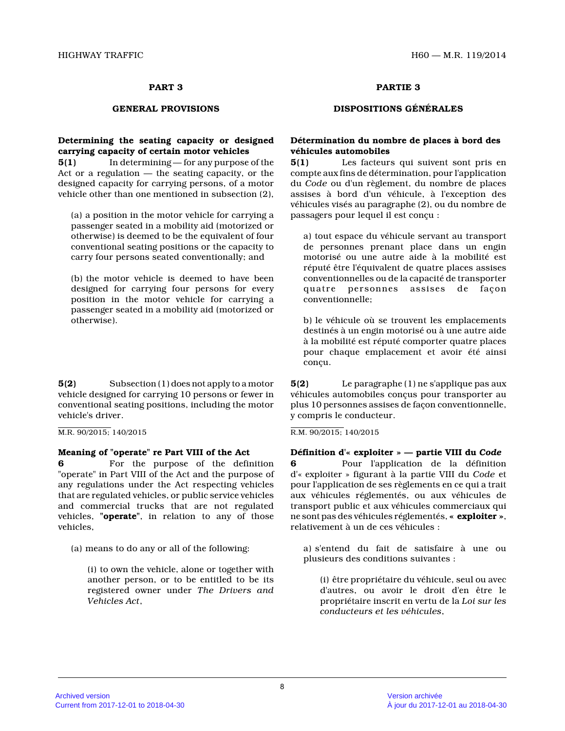## PART 3

## GENERAL PROVISIONS

**Determining the seating capacity or designed carrying capacity of certain motor vehicles**

**5(1)** In determining — for any purpose of the Act or a regulation — the seating capacity, or the designed capacity for carrying persons, of a motor vehicle other than one mentioned in subsection (2),

(a) a position in the motor vehicle for carrying a passenger seated in a mobility aid (motorized or otherwise) is deemed to be the equivalent of four conventional seating positions or the capacity to carry four persons seated conventionally; and

(b) the motor vehicle is deemed to have been designed for carrying four persons for every position in the motor vehicle for carrying a passenger seated in a mobility aid (motorized or otherwise).

**5(2)** Subsection (1) does not apply to a motor vehicle designed for carrying 10 persons or fewer in conventional seating positions, including the motor vehicle's driver.

M.R. 90/2015; 140/2015

**Meaning of "operate" re Part VIII of the Act**

**6** For the purpose of the definition "operate" in Part VIII of the Act and the purpose of any regulations under the Act respecting vehicles that are regulated vehicles, or public service vehicles and commercial trucks that are not regulated vehicles, **"operate"**, in relation to any of those vehicles,

(a) means to do any or all of the following:

(i) to own the vehicle, alone or together with another person, or to be entitled to be its registered owner under *The Drivers and Vehicles Act*,

## PARTIE 3

## DISPOSITIONS GÉNÉRALES

**Détermination du nombre de places à bord des véhicules automobiles**

**5(1)** Les facteurs qui suivent sont pris en compte aux fins de détermination, pour l'application du *Code* ou d'un règlement, du nombre de places assises à bord d'un véhicule, à l'exception des véhicules visés au paragraphe (2), ou du nombre de passagers pour lequel il est conçu :

a) tout espace du véhicule servant au transport de personnes prenant place dans un engin motorisé ou une autre aide à la mobilité est réputé être l'équivalent de quatre places assises conventionnelles ou de la capacité de transporter quatre personnes assises de façon conventionnelle;

b) le véhicule où se trouvent les emplacements destinés à un engin motorisé ou à une autre aide à la mobilité est réputé comporter quatre places pour chaque emplacement et avoir été ainsi conçu.

**5(2)** Le paragraphe (1) ne s'applique pas aux véhicules automobiles conçus pour transporter au plus 10 personnes assises de façon conventionnelle, y compris le conducteur.

R.M. 90/2015; 140/2015

**Définition d'« exploiter » — partie VIII du *Code***

**6** Pour l'application de la définition d'« exploiter » figurant à la partie VIII du *Code* et pour l'application de ses règlements en ce qui a trait aux véhicules réglementés, ou aux véhicules de transport public et aux véhicules commerciaux qui ne sont pas des véhicules réglementés, **« exploiter »**, relativement à un de ces véhicules :

a) s'entend du fait de satisfaire à une ou plusieurs des conditions suivantes :

(i) être propriétaire du véhicule, seul ou avec d'autres, ou avoir le droit d'en être le propriétaire inscrit en vertu de la *Loi sur les conducteurs et les véhicules*,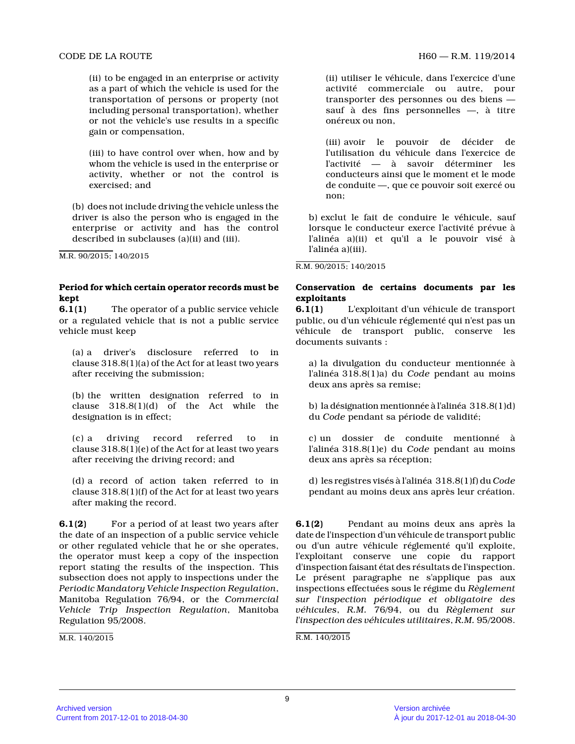(ii) to be engaged in an enterprise or activity as a part of which the vehicle is used for the transportation of persons or property (not including personal transportation), whether or not the vehicle's use results in a specific gain or compensation,

(iii) to have control over when, how and by whom the vehicle is used in the enterprise or activity, whether or not the control is exercised; and

(b) does not include driving the vehicle unless the driver is also the person who is engaged in the enterprise or activity and has the control described in subclauses (a)(ii) and (iii).

M.R. 90/2015; 140/2015

(ii) utiliser le véhicule, dans l'exercice d'une activité commerciale ou autre, pour transporter des personnes ou des biens — sauf à des fins personnelles —, à titre onéreux ou non,

(iii) avoir le pouvoir de décider de l'utilisation du véhicule dans l'exercice de l'activité — à savoir déterminer les conducteurs ainsi que le moment et le mode de conduite —, que ce pouvoir soit exercé ou non;

b) exclut le fait de conduire le véhicule, sauf lorsque le conducteur exerce l'activité prévue à l'alinéa a)(ii) et qu'il a le pouvoir visé à l'alinéa a)(iii).

R.M. 90/2015; 140/2015

**Period for which certain operator records must be kept**

**6.1(1)** The operator of a public service vehicle or a regulated vehicle that is not a public service vehicle must keep

(a) a driver's disclosure referred to in clause 318.8(1)(a) of the Act for at least two years after receiving the submission;

(b) the written designation referred to in clause 318.8(1)(d) of the Act while the designation is in effect;

(c) a driving record referred to in clause 318.8(1)(e) of the Act for at least two years after receiving the driving record; and

(d) a record of action taken referred to in clause 318.8(1)(f) of the Act for at least two years after making the record.

**6.1(2)** For a period of at least two years after the date of an inspection of a public service vehicle or other regulated vehicle that he or she operates, the operator must keep a copy of the inspection report stating the results of the inspection. This subsection does not apply to inspections under the *Periodic Mandatory Vehicle Inspection Regulation*, Manitoba Regulation 76/94, or the *Commercial Vehicle Trip Inspection Regulation*, Manitoba Regulation 95/2008.

M.R. 140/2015

**Conservation de certains documents par les exploitants**

**6.1(1)** L'exploitant d'un véhicule de transport public, ou d'un véhicule réglementé qui n'est pas un véhicule de transport public, conserve les documents suivants :

a) la divulgation du conducteur mentionnée à l'alinéa 318.8(1)a) du *Code* pendant au moins deux ans après sa remise;

b) la désignation mentionnée à l'alinéa 318.8(1)d) du *Code* pendant sa période de validité;

c) un dossier de conduite mentionné à l'alinéa 318.8(1)e) du *Code* pendant au moins deux ans après sa réception;

d) les registres visés à l'alinéa 318.8(1)f) du *Code* pendant au moins deux ans après leur création.

**6.1(2)** Pendant au moins deux ans après la date de l'inspection d'un véhicule de transport public ou d'un autre véhicule réglementé qu'il exploite, l'exploitant conserve une copie du rapport d'inspection faisant état des résultats de l'inspection. Le présent paragraphe ne s'applique pas aux inspections effectuées sous le régime du *Règlement sur l'inspection périodique et obligatoire des véhicules*, *R.M.* 76/94, ou du *Règlement sur l'inspection des véhicules utilitaires*, *R.M.* 95/2008.

R.M. 140/2015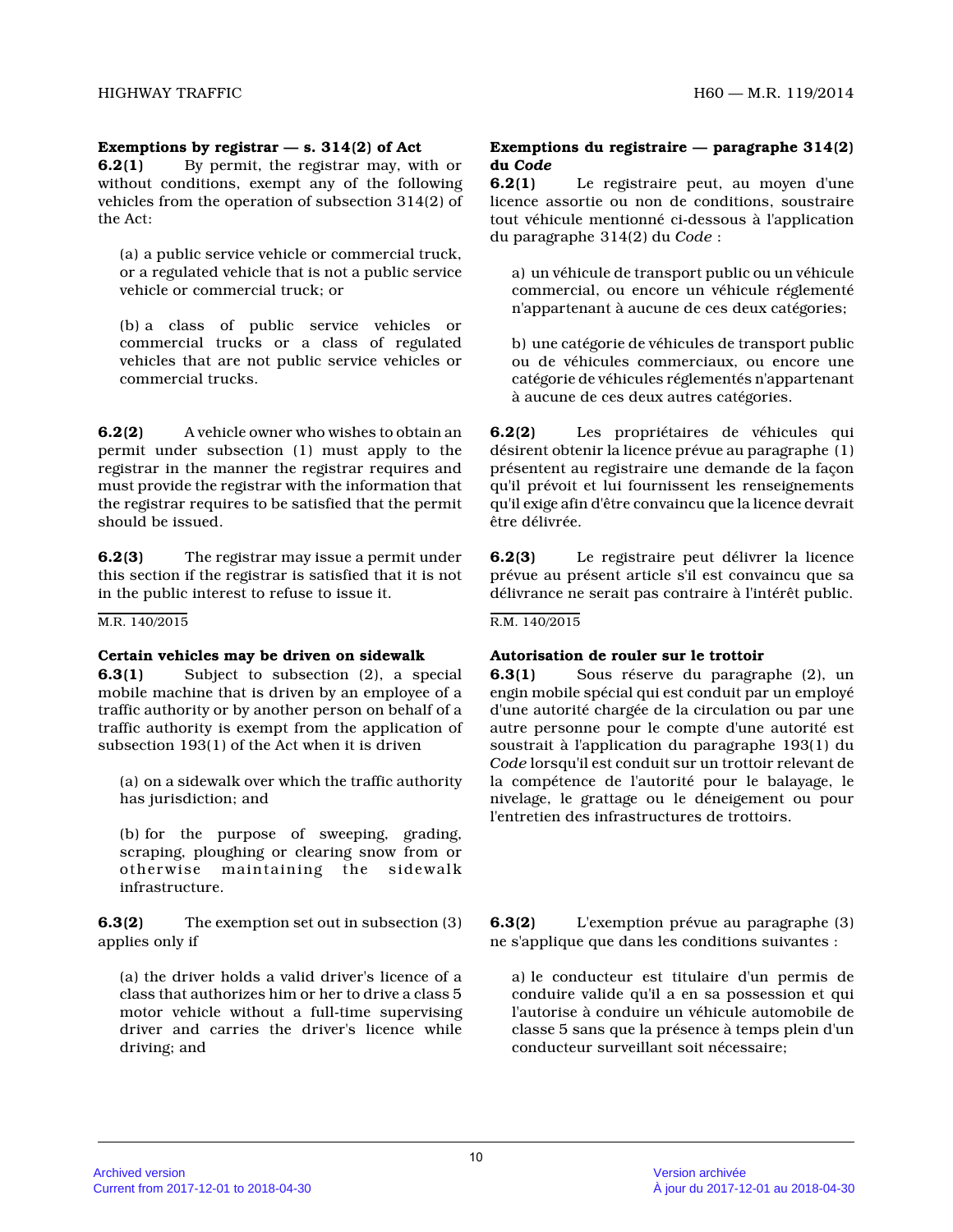**Exemptions by registrar — s. 314(2) of Act**

**6.2(1)** By permit, the registrar may, with or without conditions, exempt any of the following vehicles from the operation of subsection 314(2) of the Act:

(a) a public service vehicle or commercial truck, or a regulated vehicle that is not a public service vehicle or commercial truck; or

(b) a class of public service vehicles or commercial trucks or a class of regulated vehicles that are not public service vehicles or commercial trucks.

**6.2(2)** A vehicle owner who wishes to obtain an permit under subsection (1) must apply to the registrar in the manner the registrar requires and must provide the registrar with the information that the registrar requires to be satisfied that the permit should be issued.

**6.2(3)** The registrar may issue a permit under this section if the registrar is satisfied that it is not in the public interest to refuse to issue it.

M.R. 140/2015

**Certain vehicles may be driven on sidewalk**

**6.3(1)** Subject to subsection (2), a special mobile machine that is driven by an employee of a traffic authority or by another person on behalf of a traffic authority is exempt from the application of subsection 193(1) of the Act when it is driven

(a) on a sidewalk over which the traffic authority has jurisdiction; and

(b) for the purpose of sweeping, grading, scraping, ploughing or clearing snow from or otherwise maintaining the sidewalk infrastructure.

**6.3(2)** The exemption set out in subsection (3) applies only if

(a) the driver holds a valid driver's licence of a class that authorizes him or her to drive a class 5 motor vehicle without a full-time supervising driver and carries the driver's licence while driving; and

**Exemptions du registraire — paragraphe 314(2) du *Code***

**6.2(1)** Le registraire peut, au moyen d'une licence assortie ou non de conditions, soustraire tout véhicule mentionné ci-dessous à l'application du paragraphe 314(2) du *Code* :

a) un véhicule de transport public ou un véhicule commercial, ou encore un véhicule réglementé n'appartenant à aucune de ces deux catégories;

b) une catégorie de véhicules de transport public ou de véhicules commerciaux, ou encore une catégorie de véhicules réglementés n'appartenant à aucune de ces deux autres catégories.

**6.2(2)** Les propriétaires de véhicules qui désirent obtenir la licence prévue au paragraphe (1) présentent au registraire une demande de la façon qu'il prévoit et lui fournissent les renseignements qu'il exige afin d'être convaincu que la licence devrait être délivrée.

**6.2(3)** Le registraire peut délivrer la licence prévue au présent article s'il est convaincu que sa délivrance ne serait pas contraire à l'intérêt public.

R.M. 140/2015

**Autorisation de rouler sur le trottoir**

**6.3(1)** Sous réserve du paragraphe (2), un engin mobile spécial qui est conduit par un employé d'une autorité chargée de la circulation ou par une autre personne pour le compte d'une autorité est soustrait à l'application du paragraphe 193(1) du *Code* lorsqu'il est conduit sur un trottoir relevant de la compétence de l'autorité pour le balayage, le nivelage, le grattage ou le déneigement ou pour l'entretien des infrastructures de trottoirs.

**6.3(2)** L'exemption prévue au paragraphe (3) ne s'applique que dans les conditions suivantes :

a) le conducteur est titulaire d'un permis de conduire valide qu'il a en sa possession et qui l'autorise à conduire un véhicule automobile de classe 5 sans que la présence à temps plein d'un conducteur surveillant soit nécessaire;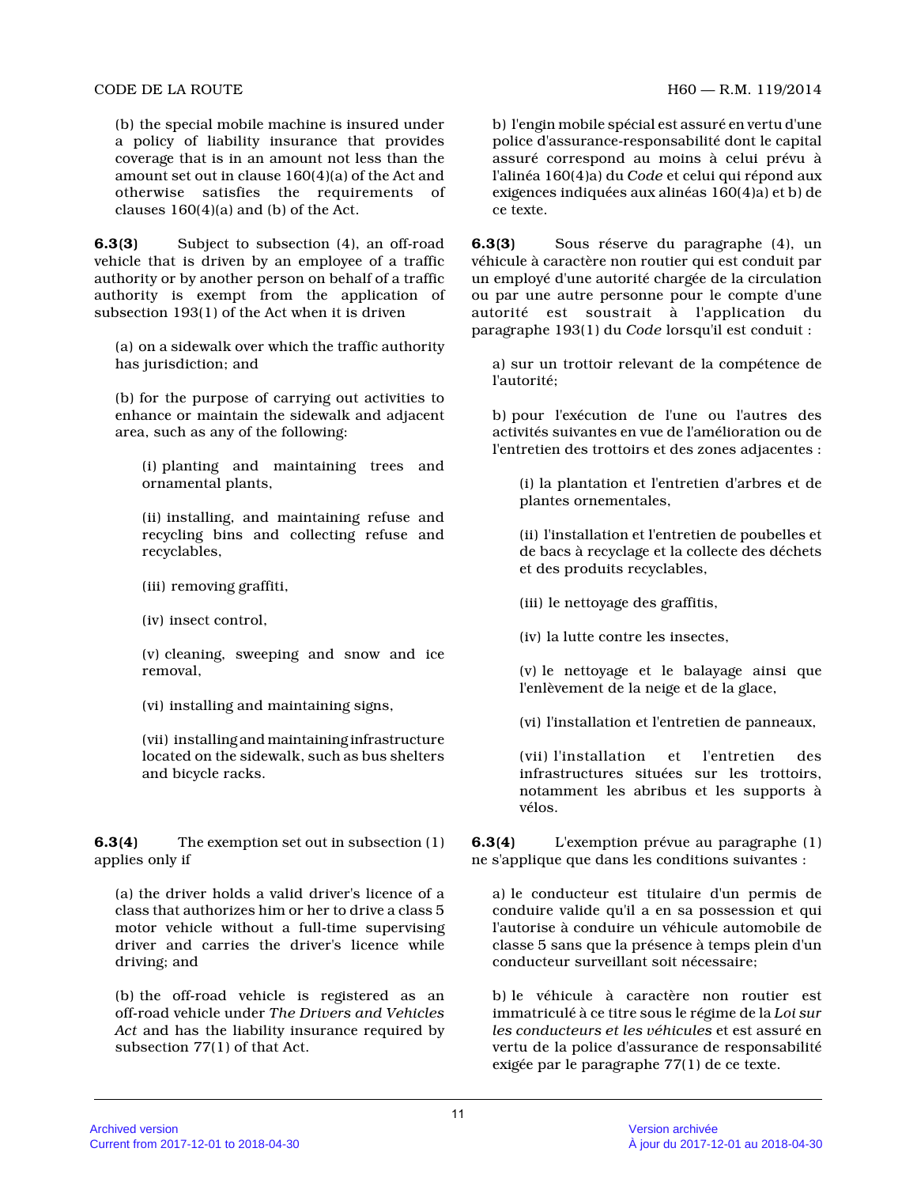(b) the special mobile machine is insured under a policy of liability insurance that provides coverage that is in an amount not less than the amount set out in clause 160(4)(a) of the Act and otherwise satisfies the requirements of clauses 160(4)(a) and (b) of the Act.

**6.3(3)** Subject to subsection (4), an off-road vehicle that is driven by an employee of a traffic authority or by another person on behalf of a traffic authority is exempt from the application of subsection 193(1) of the Act when it is driven

(a) on a sidewalk over which the traffic authority has jurisdiction; and

(b) for the purpose of carrying out activities to enhance or maintain the sidewalk and adjacent area, such as any of the following:

(i) planting and maintaining trees and ornamental plants,

(ii) installing, and maintaining refuse and recycling bins and collecting refuse and recyclables,

(iii) removing graffiti,

(iv) insect control,

(v) cleaning, sweeping and snow and ice removal,

(vi) installing and maintaining signs,

(vii) installing and maintaining infrastructure located on the sidewalk, such as bus shelters and bicycle racks.

**6.3(4)** The exemption set out in subsection (1) applies only if

(a) the driver holds a valid driver's licence of a class that authorizes him or her to drive a class 5 motor vehicle without a full-time supervising driver and carries the driver's licence while driving; and

(b) the off-road vehicle is registered as an off-road vehicle under *The Drivers and Vehicles Act* and has the liability insurance required by subsection 77(1) of that Act.

b) l'engin mobile spécial est assuré en vertu d'une police d'assurance-responsabilité dont le capital assuré correspond au moins à celui prévu à l'alinéa 160(4)a) du *Code* et celui qui répond aux exigences indiquées aux alinéas 160(4)a) et b) de ce texte.

**6.3(3)** Sous réserve du paragraphe (4), un véhicule à caractère non routier qui est conduit par un employé d'une autorité chargée de la circulation ou par une autre personne pour le compte d'une autorité est soustrait à l'application du paragraphe 193(1) du *Code* lorsqu'il est conduit :

a) sur un trottoir relevant de la compétence de l'autorité;

b) pour l'exécution de l'une ou l'autres des activités suivantes en vue de l'amélioration ou de l'entretien des trottoirs et des zones adjacentes :

(i) la plantation et l'entretien d'arbres et de plantes ornementales,

(ii) l'installation et l'entretien de poubelles et de bacs à recyclage et la collecte des déchets et des produits recyclables,

(iii) le nettoyage des graffitis,

(iv) la lutte contre les insectes,

(v) le nettoyage et le balayage ainsi que l'enlèvement de la neige et de la glace,

(vi) l'installation et l'entretien de panneaux,

(vii) l'installation et l'entretien des infrastructures situées sur les trottoirs, notamment les abribus et les supports à vélos.

**6.3(4)** L'exemption prévue au paragraphe (1) ne s'applique que dans les conditions suivantes :

a) le conducteur est titulaire d'un permis de conduire valide qu'il a en sa possession et qui l'autorise à conduire un véhicule automobile de classe 5 sans que la présence à temps plein d'un conducteur surveillant soit nécessaire;

b) le véhicule à caractère non routier est immatriculé à ce titre sous le régime de la *Loi sur les conducteurs et les véhicules* et est assuré en vertu de la police d'assurance de responsabilité exigée par le paragraphe 77(1) de ce texte.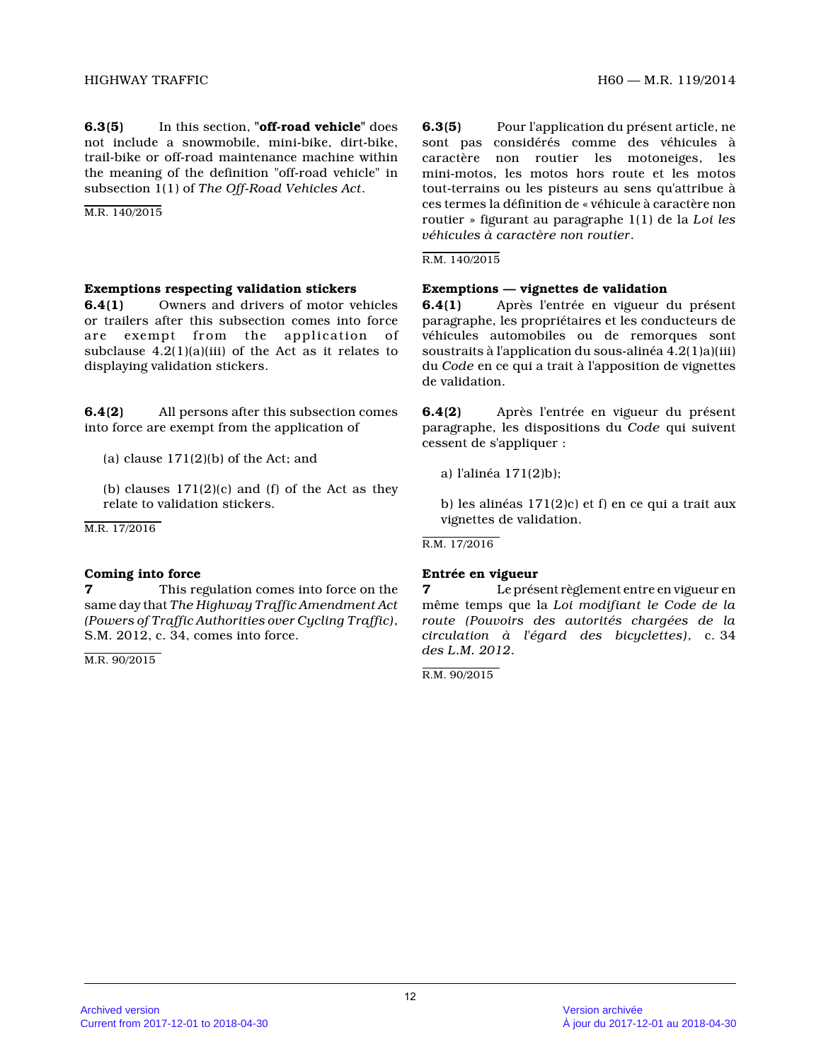**6.3(5)** In this section, "**off-road vehicle**" does not include a snowmobile, mini-bike, dirt-bike, trail-bike or off-road maintenance machine within the meaning of the definition "off-road vehicle" in subsection 1(1) of *The Off-Road Vehicles Act*.

M.R. 140/2015

**6.3(5)** Pour l'application du présent article, ne sont pas considérés comme des véhicules à caractère non routier les motoneiges, les mini-motos, les motos hors route et les motos tout-terrains ou les pisteurs au sens qu'attribue à ces termes la définition de « véhicule à caractère non routier » figurant au paragraphe 1(1) de la *Loi les véhicules à caractère non routier*.

R.M. 140/2015

**Exemptions respecting validation stickers**

**6.4(1)** Owners and drivers of motor vehicles or trailers after this subsection comes into force are exempt from the application of subclause 4.2(1)(a)(iii) of the Act as it relates to displaying validation stickers.

**Exemptions — vignettes de validation**

**6.4(1)** Après l'entrée en vigueur du présent paragraphe, les propriétaires et les conducteurs de véhicules automobiles ou de remorques sont soustraits à l'application du sous-alinéa 4.2(1)a)(iii) du *Code* en ce qui a trait à l'apposition de vignettes de validation.

**6.4(2)** All persons after this subsection comes into force are exempt from the application of

(a) clause 171(2)(b) of the Act; and

(b) clauses 171(2)(c) and (f) of the Act as they relate to validation stickers.

M.R. 17/2016

**6.4(2)** Après l'entrée en vigueur du présent paragraphe, les dispositions du *Code* qui suivent cessent de s'appliquer :

a) l'alinéa 171(2)b);

b) les alinéas 171(2)c) et f) en ce qui a trait aux vignettes de validation.

R.M. 17/2016

**Coming into force**

**7** This regulation comes into force on the same day that *The Highway Traffic Amendment Act (Powers of Traffic Authorities over Cycling Traffic)*, S.M. 2012, c. 34, comes into force.

M.R. 90/2015

**Entrée en vigueur**

**7** Le présent règlement entre en vigueur en même temps que la *Loi modifiant le Code de la route (Pouvoirs des autorités chargées de la circulation à l'égard des bicyclettes)*, c. 34 *des L.M. 2012*.

R.M. 90/2015